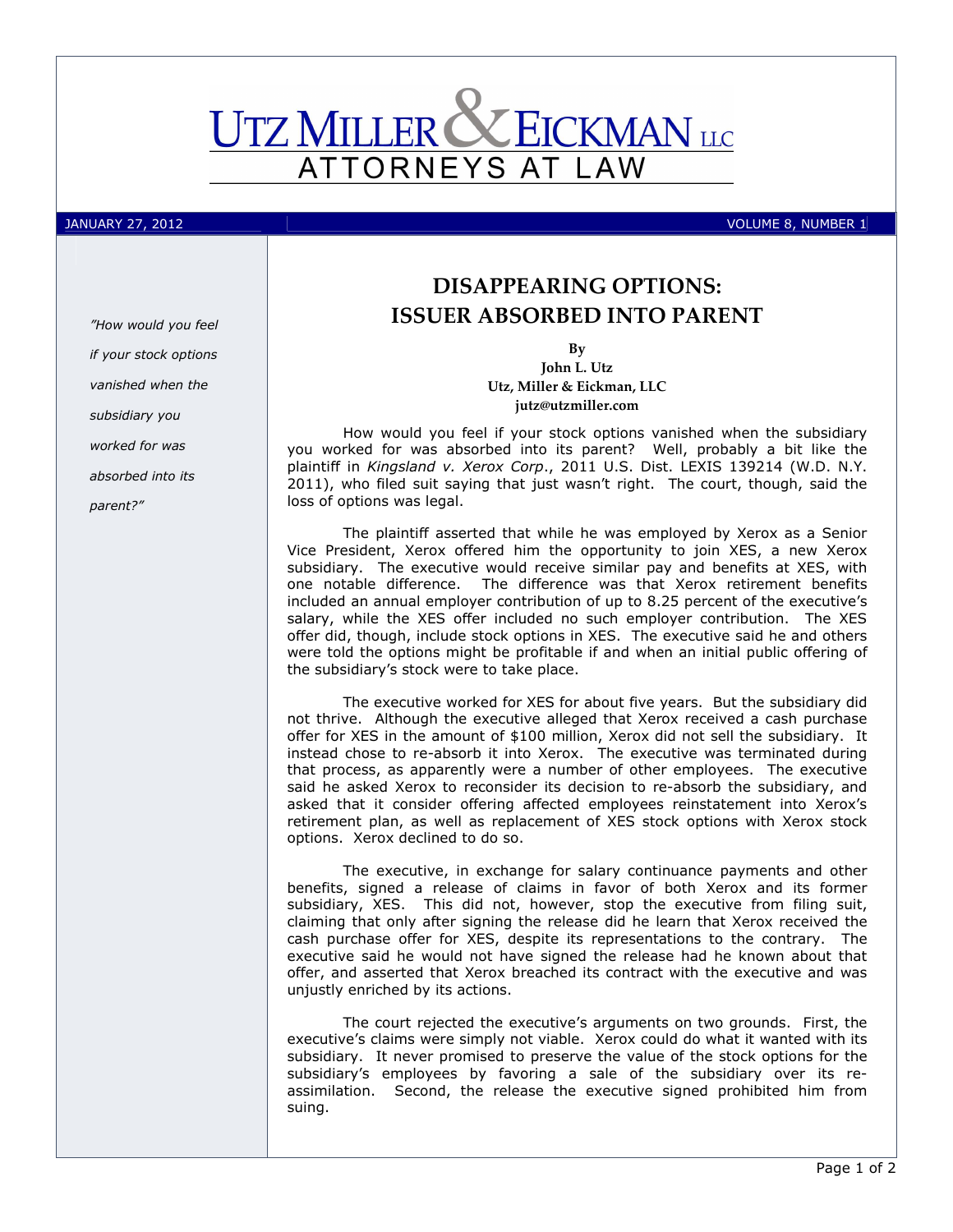# UTZ MILLER & EICKMAN LLC

ATTORNEYS AT LAW

JANUARY 27, 2012 VOLUME 8, NUMBER 1

*"How would you feel if your stock options vanished when the subsidiary you worked for was absorbed into its parent?"*

## DISAPPEARING OPTIONS: ISSUER ABSORBED INTO PARENT

**By**
**John L. Utz**
**Utz, Miller & Eickman, LLC**
**jutz@utzmiller.com**

How would you feel if your stock options vanished when the subsidiary you worked for was absorbed into its parent? Well, probably a bit like the plaintiff in *Kingsland v. Xerox Corp*., 2011 U.S. Dist. LEXIS 139214 (W.D. N.Y. 2011), who filed suit saying that just wasn't right. The court, though, said the loss of options was legal.

The plaintiff asserted that while he was employed by Xerox as a Senior Vice President, Xerox offered him the opportunity to join XES, a new Xerox subsidiary. The executive would receive similar pay and benefits at XES, with one notable difference. The difference was that Xerox retirement benefits included an annual employer contribution of up to 8.25 percent of the executive's salary, while the XES offer included no such employer contribution. The XES offer did, though, include stock options in XES. The executive said he and others were told the options might be profitable if and when an initial public offering of the subsidiary's stock were to take place.

The executive worked for XES for about five years. But the subsidiary did not thrive. Although the executive alleged that Xerox received a cash purchase offer for XES in the amount of $100 million, Xerox did not sell the subsidiary. It instead chose to re-absorb it into Xerox. The executive was terminated during that process, as apparently were a number of other employees. The executive said he asked Xerox to reconsider its decision to re-absorb the subsidiary, and asked that it consider offering affected employees reinstatement into Xerox's retirement plan, as well as replacement of XES stock options with Xerox stock options. Xerox declined to do so.

The executive, in exchange for salary continuance payments and other benefits, signed a release of claims in favor of both Xerox and its former subsidiary, XES. This did not, however, stop the executive from filing suit, claiming that only after signing the release did he learn that Xerox received the cash purchase offer for XES, despite its representations to the contrary. The executive said he would not have signed the release had he known about that offer, and asserted that Xerox breached its contract with the executive and was unjustly enriched by its actions.

The court rejected the executive's arguments on two grounds. First, the executive's claims were simply not viable. Xerox could do what it wanted with its subsidiary. It never promised to preserve the value of the stock options for the subsidiary's employees by favoring a sale of the subsidiary over its re-assimilation. Second, the release the executive signed prohibited him from suing.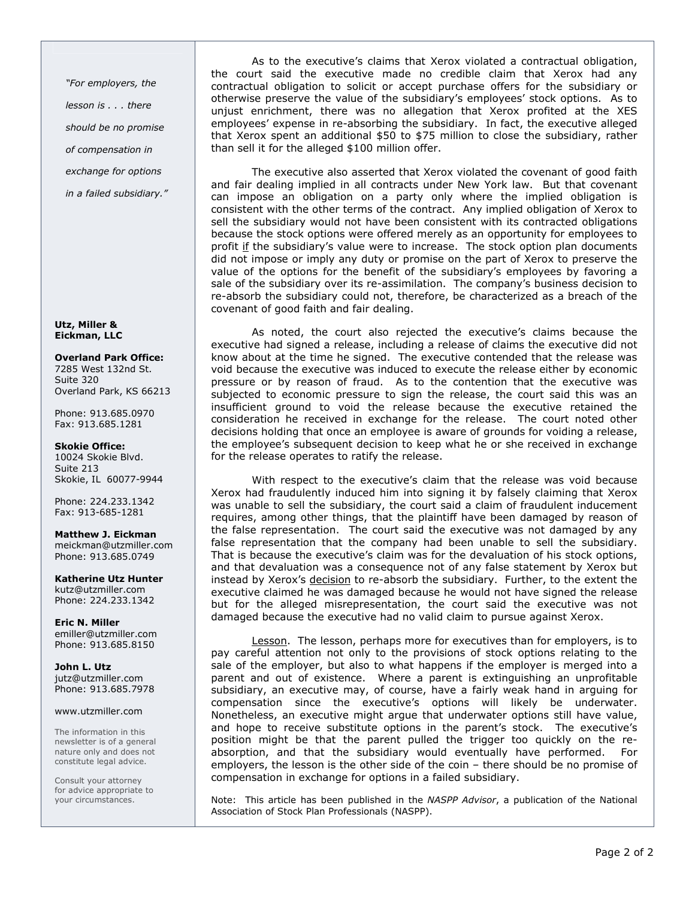As to the executive's claims that Xerox violated a contractual obligation, the court said the executive made no credible claim that Xerox had any contractual obligation to solicit or accept purchase offers for the subsidiary or otherwise preserve the value of the subsidiary's employees' stock options. As to unjust enrichment, there was no allegation that Xerox profited at the XES employees' expense in re-absorbing the subsidiary. In fact, the executive alleged that Xerox spent an additional $50 to $75 million to close the subsidiary, rather than sell it for the alleged $100 million offer.

The executive also asserted that Xerox violated the covenant of good faith and fair dealing implied in all contracts under New York law. But that covenant can impose an obligation on a party only where the implied obligation is consistent with the other terms of the contract. Any implied obligation of Xerox to sell the subsidiary would not have been consistent with its contracted obligations because the stock options were offered merely as an opportunity for employees to profit if the subsidiary's value were to increase. The stock option plan documents did not impose or imply any duty or promise on the part of Xerox to preserve the value of the options for the benefit of the subsidiary's employees by favoring a sale of the subsidiary over its re-assimilation. The company's business decision to re-absorb the subsidiary could not, therefore, be characterized as a breach of the covenant of good faith and fair dealing.

As noted, the court also rejected the executive's claims because the executive had signed a release, including a release of claims the executive did not know about at the time he signed. The executive contended that the release was void because the executive was induced to execute the release either by economic pressure or by reason of fraud. As to the contention that the executive was subjected to economic pressure to sign the release, the court said this was an insufficient ground to void the release because the executive retained the consideration he received in exchange for the release. The court noted other decisions holding that once an employee is aware of grounds for voiding a release, the employee's subsequent decision to keep what he or she received in exchange for the release operates to ratify the release.

With respect to the executive's claim that the release was void because Xerox had fraudulently induced him into signing it by falsely claiming that Xerox was unable to sell the subsidiary, the court said a claim of fraudulent inducement requires, among other things, that the plaintiff have been damaged by reason of the false representation. The court said the executive was not damaged by any false representation that the company had been unable to sell the subsidiary. That is because the executive's claim was for the devaluation of his stock options, and that devaluation was a consequence not of any false statement by Xerox but instead by Xerox's decision to re-absorb the subsidiary. Further, to the extent the executive claimed he was damaged because he would not have signed the release but for the alleged misrepresentation, the court said the executive was not damaged because the executive had no valid claim to pursue against Xerox.

Lesson. The lesson, perhaps more for executives than for employers, is to pay careful attention not only to the provisions of stock options relating to the sale of the employer, but also to what happens if the employer is merged into a parent and out of existence. Where a parent is extinguishing an unprofitable subsidiary, an executive may, of course, have a fairly weak hand in arguing for compensation since the executive's options will likely be underwater. Nonetheless, an executive might argue that underwater options still have value, and hope to receive substitute options in the parent's stock. The executive's position might be that the parent pulled the trigger too quickly on the re-absorption, and that the subsidiary would eventually have performed. For employers, the lesson is the other side of the coin – there should be no promise of compensation in exchange for options in a failed subsidiary.

Note: This article has been published in the *NASPP Advisor*, a publication of the National Association of Stock Plan Professionals (NASPP).

*"For employers, the lesson is . . . there should be no promise of compensation in exchange for options in a failed subsidiary."*

**Utz, Miller & Eickman, LLC**

**Overland Park Office:**
7285 West 132nd St.
Suite 320
Overland Park, KS 66213

Phone: 913.685.0970
Fax: 913.685.1281

**Skokie Office:**
10024 Skokie Blvd.
Suite 213
Skokie, IL 60077-9944

Phone: 224.233.1342
Fax: 913-685-1281

**Matthew J. Eickman**
meickman@utzmiller.com
Phone: 913.685.0749

**Katherine Utz Hunter**
kutz@utzmiller.com
Phone: 224.233.1342

**Eric N. Miller**
emiller@utzmiller.com
Phone: 913.685.8150

**John L. Utz**
jutz@utzmiller.com
Phone: 913.685.7978

www.utzmiller.com

The information in this newsletter is of a general nature only and does not constitute legal advice.

Consult your attorney for advice appropriate to your circumstances.